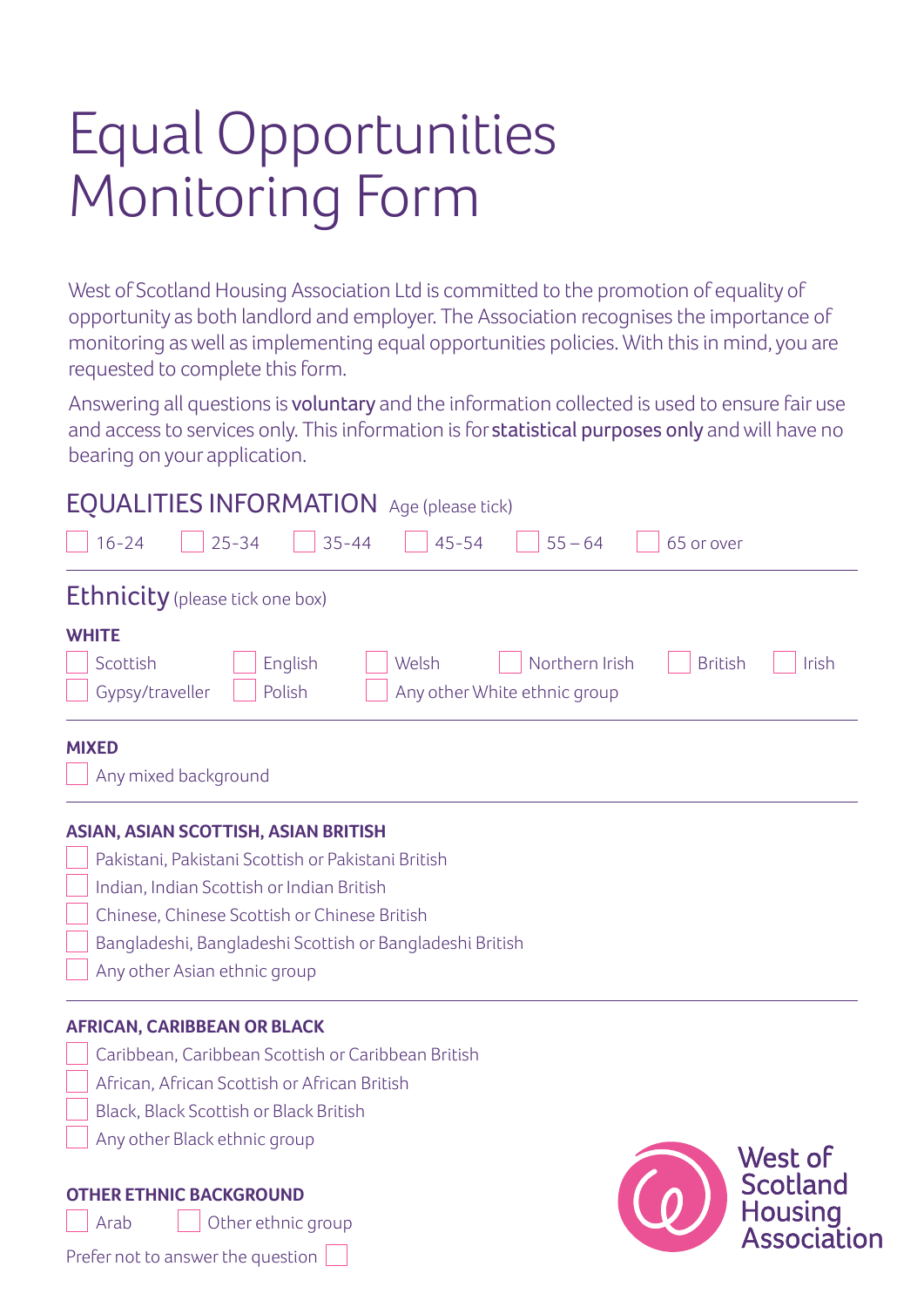# Equal Opportunities Monitoring Form

West of Scotland Housing Association Ltd is committed to the promotion of equality of opportunity as both landlord and employer. The Association recognises the importance of monitoring as well as implementing equal opportunities policies. With this in mind, you are requested to complete this form.

Answering all questions is **voluntary** and the information collected is used to ensure fair use and access to services only. This information is for **statistical purposes only** and will have no bearing on your application.

## EQUALITIES INFORMATION

Age (please tick)

☐ 16-24 ☐ 25-34 ☐ 35-44 ☐ 45-54 ☐ 55 – 64 ☐ 65 or over

## Ethnicity (please tick one box)

**WHITE**

☐ Scottish ☐ English ☐ Welsh ☐ Northern Irish ☐ British ☐ Irish

☐ Gypsy/traveller ☐ Polish ☐ Any other White ethnic group

**MIXED**

☐ Any mixed background

**ASIAN, ASIAN SCOTTISH, ASIAN BRITISH**

☐ Pakistani, Pakistani Scottish or Pakistani British

☐ Indian, Indian Scottish or Indian British

☐ Chinese, Chinese Scottish or Chinese British

☐ Bangladeshi, Bangladeshi Scottish or Bangladeshi British

☐ Any other Asian ethnic group

**AFRICAN, CARIBBEAN OR BLACK**

☐ Caribbean, Caribbean Scottish or Caribbean British

☐ African, African Scottish or African British

☐ Black, Black Scottish or Black British

☐ Any other Black ethnic group

**OTHER ETHNIC BACKGROUND**

☐ Arab ☐ Other ethnic group

Prefer not to answer the question ☐

West of Scotland Housing Association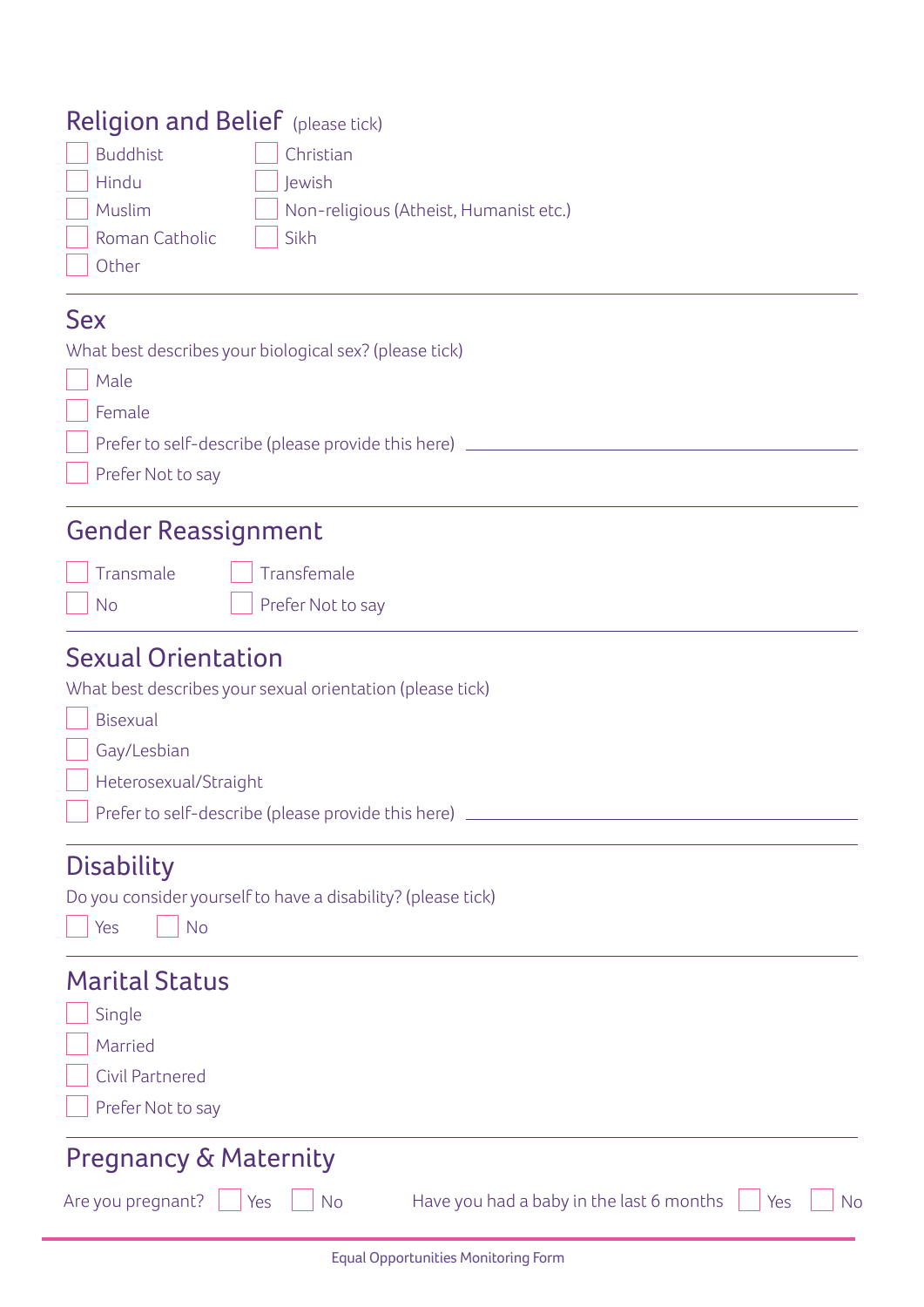## Religion and Belief (please tick)

- [ ] Buddhist
- [ ] Christian
- [ ] Hindu
- [ ] Jewish
- [ ] Muslim
- [ ] Non-religious (Atheist, Humanist etc.)
- [ ] Roman Catholic
- [ ] Sikh
- [ ] Other

---

## Sex

What best describes your biological sex? (please tick)

- [ ] Male
- [ ] Female
- [ ] Prefer to self-describe (please provide this here) ______________________
- [ ] Prefer Not to say

---

## Gender Reassignment

- [ ] Transmale
- [ ] Transfemale
- [ ] No
- [ ] Prefer Not to say

---

## Sexual Orientation

What best describes your sexual orientation (please tick)

- [ ] Bisexual
- [ ] Gay/Lesbian
- [ ] Heterosexual/Straight
- [ ] Prefer to self-describe (please provide this here) ______________________

---

## Disability

Do you consider yourself to have a disability? (please tick)

- [ ] Yes
- [ ] No

---

## Marital Status

- [ ] Single
- [ ] Married
- [ ] Civil Partnered
- [ ] Prefer Not to say

---

## Pregnancy & Maternity

Are you pregnant? [ ] Yes [ ] No

Have you had a baby in the last 6 months [ ] Yes [ ] No